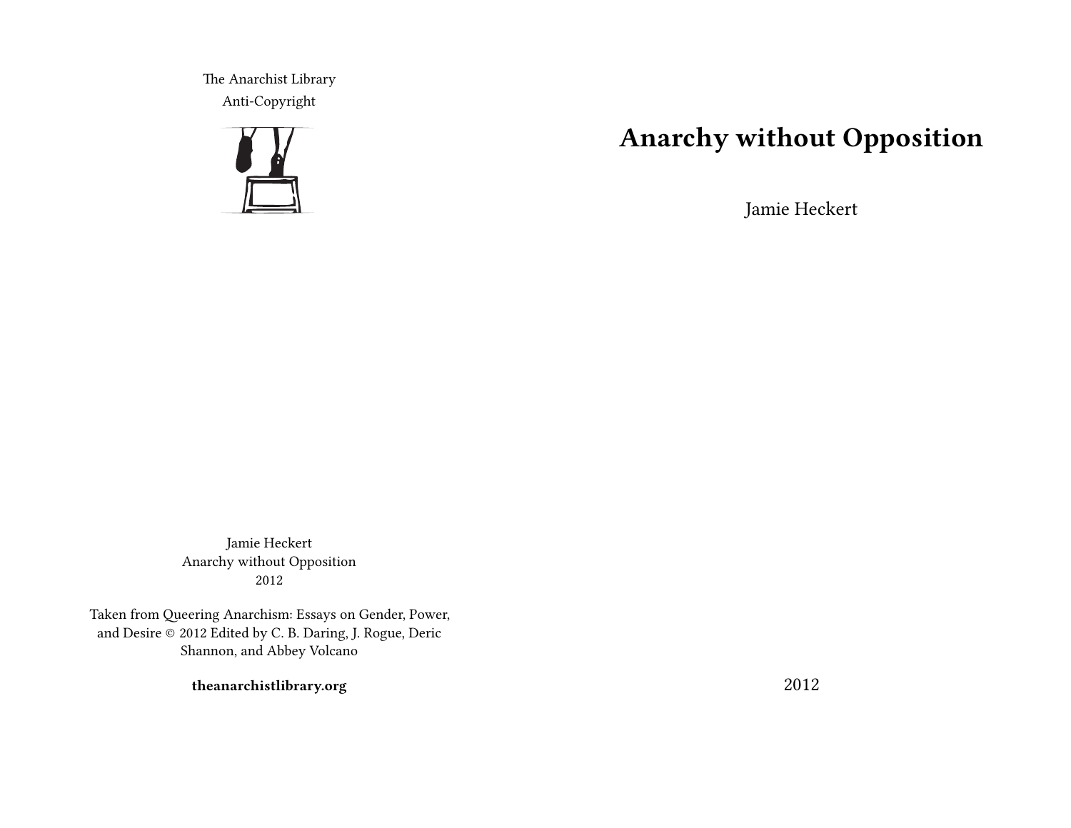The Anarchist Library
Anti-Copyright

# Anarchy without Opposition

Jamie Heckert

2012

Jamie Heckert
Anarchy without Opposition
2012

Taken from Queering Anarchism: Essays on Gender, Power, and Desire © 2012 Edited by C. B. Daring, J. Rogue, Deric Shannon, and Abbey Volcano

**theanarchistlibrary.org**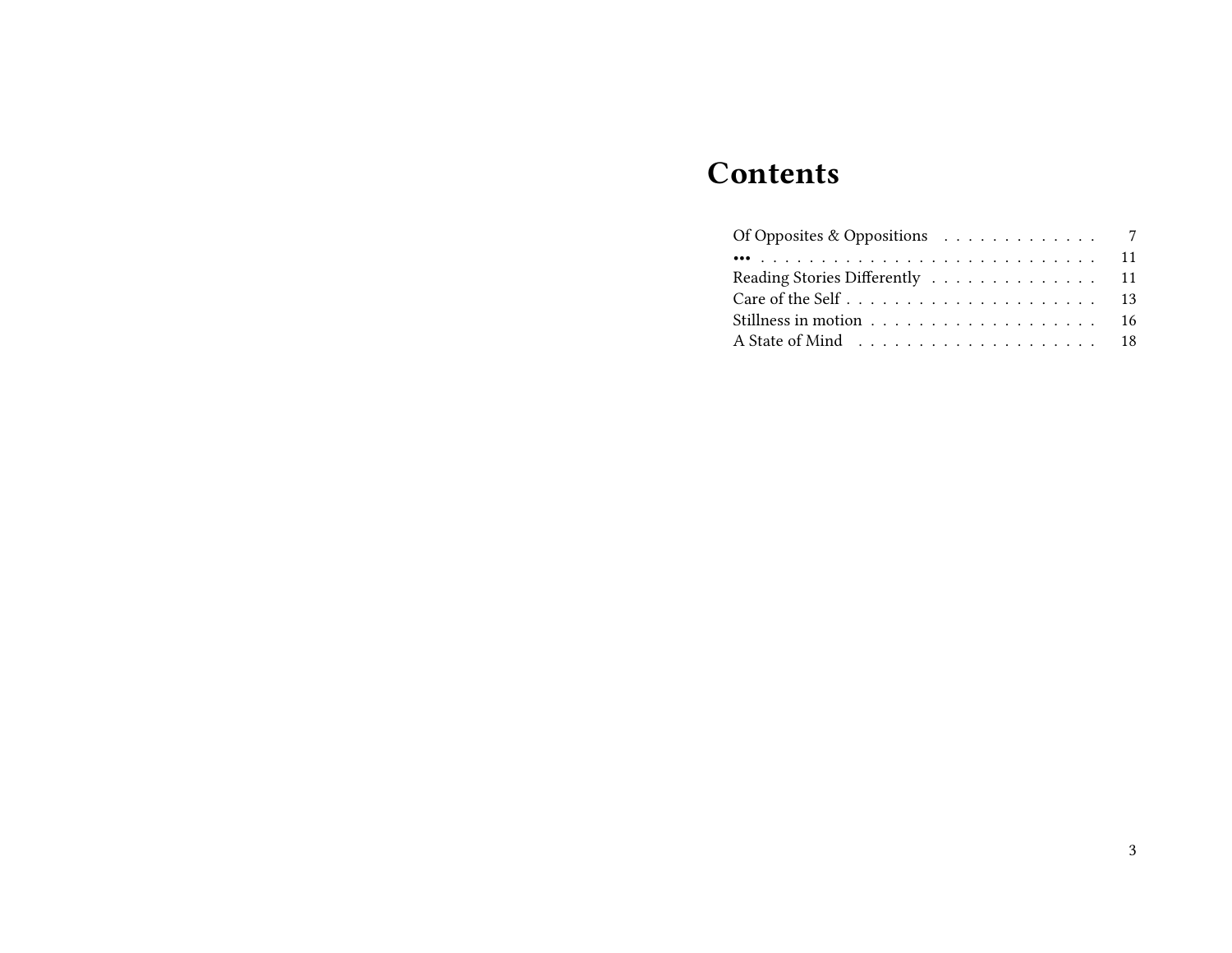# Contents

Of Opposites & Oppositions . . . . . . . . . . . . . 7
••• . . . . . . . . . . . . . . . . . . . . . . . . . . . 11
Reading Stories Differently . . . . . . . . . . . . . . 11
Care of the Self . . . . . . . . . . . . . . . . . . . . . 13
Stillness in motion . . . . . . . . . . . . . . . . . . . 16
A State of Mind . . . . . . . . . . . . . . . . . . . . 18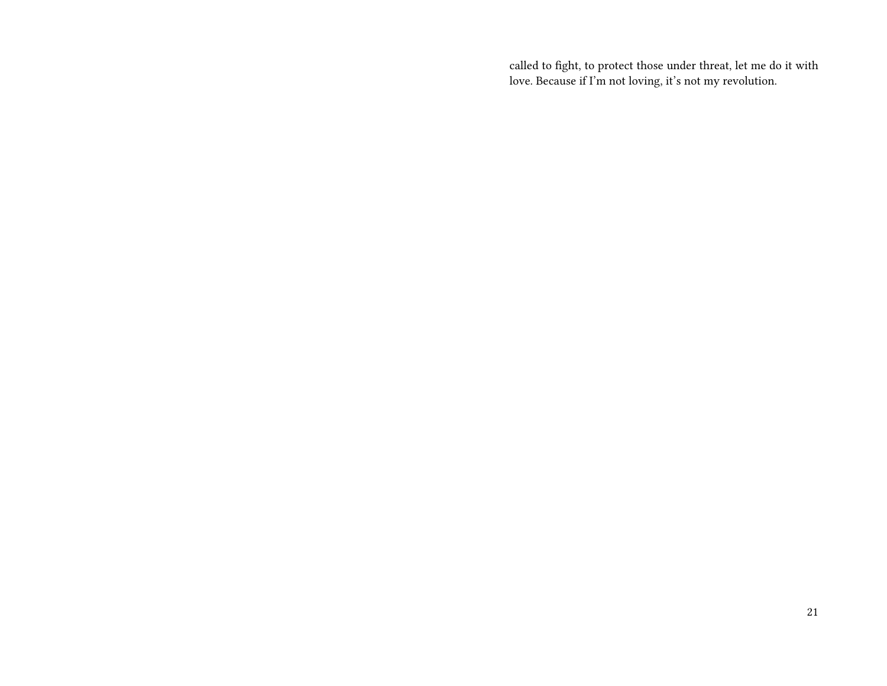called to fight, to protect those under threat, let me do it with love. Because if I'm not loving, it's not my revolution.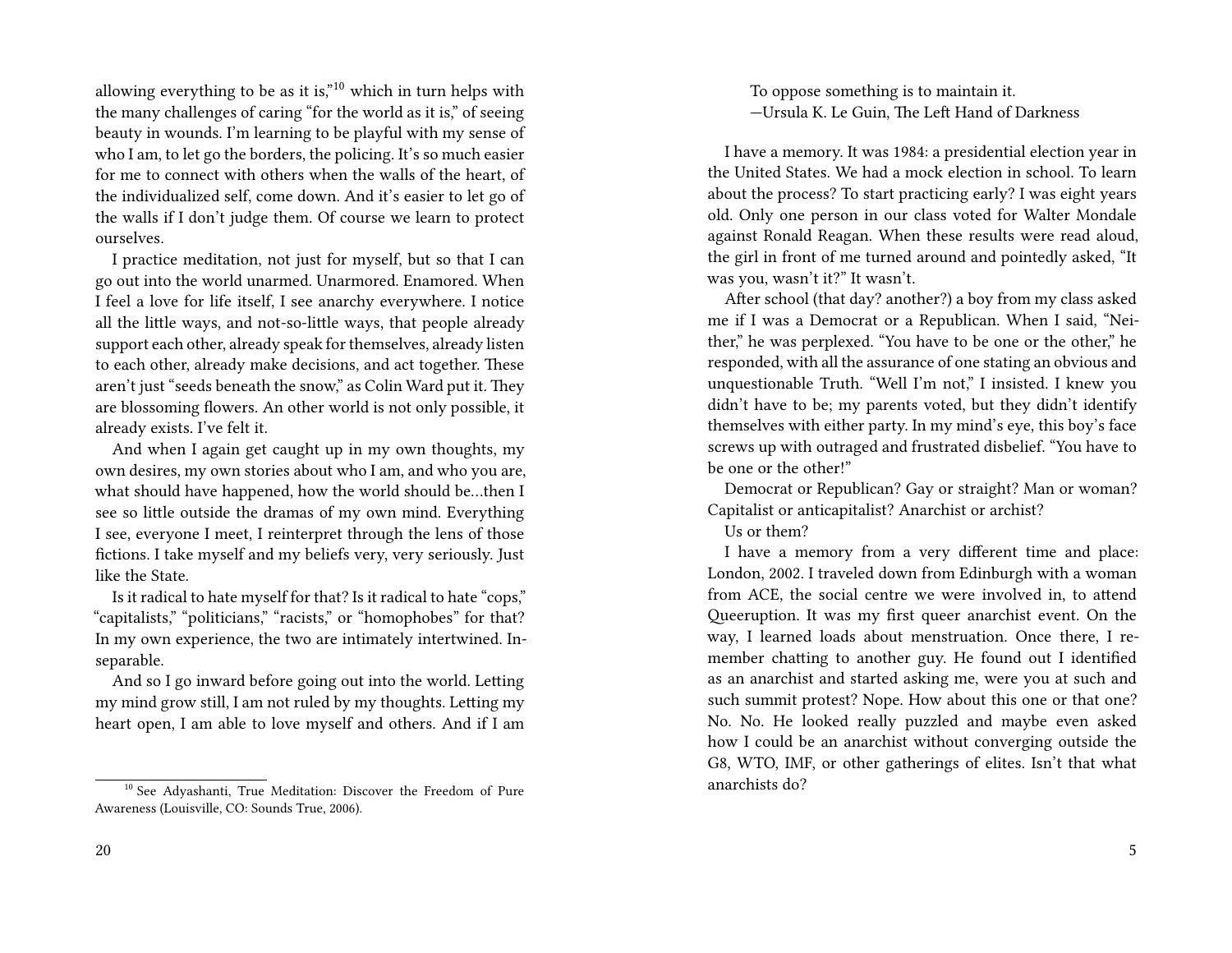allowing everything to be as it is,"[10] which in turn helps with the many challenges of caring "for the world as it is," of seeing beauty in wounds. I'm learning to be playful with my sense of who I am, to let go the borders, the policing. It's so much easier for me to connect with others when the walls of the heart, of the individualized self, come down. And it's easier to let go of the walls if I don't judge them. Of course we learn to protect ourselves.

I practice meditation, not just for myself, but so that I can go out into the world unarmed. Unarmored. Enamored. When I feel a love for life itself, I see anarchy everywhere. I notice all the little ways, and not-so-little ways, that people already support each other, already speak for themselves, already listen to each other, already make decisions, and act together. These aren't just "seeds beneath the snow," as Colin Ward put it. They are blossoming flowers. An other world is not only possible, it already exists. I've felt it.

And when I again get caught up in my own thoughts, my own desires, my own stories about who I am, and who you are, what should have happened, how the world should be…then I see so little outside the dramas of my own mind. Everything I see, everyone I meet, I reinterpret through the lens of those fictions. I take myself and my beliefs very, very seriously. Just like the State.

Is it radical to hate myself for that? Is it radical to hate "cops," "capitalists," "politicians," "racists," or "homophobes" for that? In my own experience, the two are intimately intertwined. Inseparable.

And so I go inward before going out into the world. Letting my mind grow still, I am not ruled by my thoughts. Letting my heart open, I am able to love myself and others. And if I am

[10] See Adyashanti, True Meditation: Discover the Freedom of Pure Awareness (Louisville, CO: Sounds True, 2006).

> To oppose something is to maintain it.
> —Ursula K. Le Guin, The Left Hand of Darkness

I have a memory. It was 1984: a presidential election year in the United States. We had a mock election in school. To learn about the process? To start practicing early? I was eight years old. Only one person in our class voted for Walter Mondale against Ronald Reagan. When these results were read aloud, the girl in front of me turned around and pointedly asked, "It was you, wasn't it?" It wasn't.

After school (that day? another?) a boy from my class asked me if I was a Democrat or a Republican. When I said, "Neither," he was perplexed. "You have to be one or the other," he responded, with all the assurance of one stating an obvious and unquestionable Truth. "Well I'm not," I insisted. I knew you didn't have to be; my parents voted, but they didn't identify themselves with either party. In my mind's eye, this boy's face screws up with outraged and frustrated disbelief. "You have to be one or the other!"

Democrat or Republican? Gay or straight? Man or woman? Capitalist or anticapitalist? Anarchist or archist?

Us or them?

I have a memory from a very different time and place: London, 2002. I traveled down from Edinburgh with a woman from ACE, the social centre we were involved in, to attend Queeruption. It was my first queer anarchist event. On the way, I learned loads about menstruation. Once there, I remember chatting to another guy. He found out I identified as an anarchist and started asking me, were you at such and such summit protest? Nope. How about this one or that one? No. No. He looked really puzzled and maybe even asked how I could be an anarchist without converging outside the G8, WTO, IMF, or other gatherings of elites. Isn't that what anarchists do?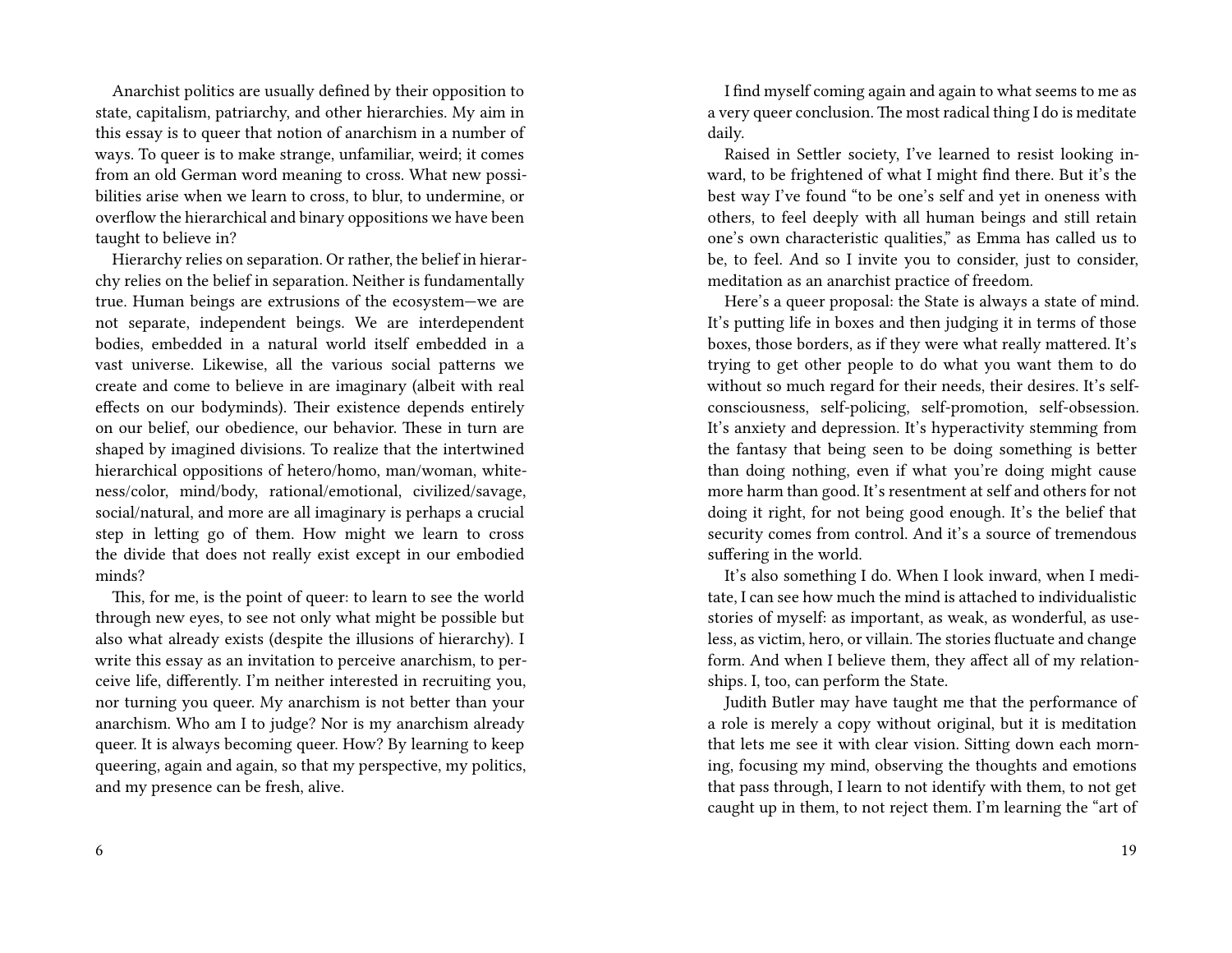Anarchist politics are usually defined by their opposition to state, capitalism, patriarchy, and other hierarchies. My aim in this essay is to queer that notion of anarchism in a number of ways. To queer is to make strange, unfamiliar, weird; it comes from an old German word meaning to cross. What new possibilities arise when we learn to cross, to blur, to undermine, or overflow the hierarchical and binary oppositions we have been taught to believe in?

Hierarchy relies on separation. Or rather, the belief in hierarchy relies on the belief in separation. Neither is fundamentally true. Human beings are extrusions of the ecosystem—we are not separate, independent beings. We are interdependent bodies, embedded in a natural world itself embedded in a vast universe. Likewise, all the various social patterns we create and come to believe in are imaginary (albeit with real effects on our bodyminds). Their existence depends entirely on our belief, our obedience, our behavior. These in turn are shaped by imagined divisions. To realize that the intertwined hierarchical oppositions of hetero/homo, man/woman, whiteness/color, mind/body, rational/emotional, civilized/savage, social/natural, and more are all imaginary is perhaps a crucial step in letting go of them. How might we learn to cross the divide that does not really exist except in our embodied minds?

This, for me, is the point of queer: to learn to see the world through new eyes, to see not only what might be possible but also what already exists (despite the illusions of hierarchy). I write this essay as an invitation to perceive anarchism, to perceive life, differently. I'm neither interested in recruiting you, nor turning you queer. My anarchism is not better than your anarchism. Who am I to judge? Nor is my anarchism already queer. It is always becoming queer. How? By learning to keep queering, again and again, so that my perspective, my politics, and my presence can be fresh, alive.

I find myself coming again and again to what seems to me as a very queer conclusion. The most radical thing I do is meditate daily.

Raised in Settler society, I've learned to resist looking inward, to be frightened of what I might find there. But it's the best way I've found "to be one's self and yet in oneness with others, to feel deeply with all human beings and still retain one's own characteristic qualities," as Emma has called us to be, to feel. And so I invite you to consider, just to consider, meditation as an anarchist practice of freedom.

Here's a queer proposal: the State is always a state of mind. It's putting life in boxes and then judging it in terms of those boxes, those borders, as if they were what really mattered. It's trying to get other people to do what you want them to do without so much regard for their needs, their desires. It's self-consciousness, self-policing, self-promotion, self-obsession. It's anxiety and depression. It's hyperactivity stemming from the fantasy that being seen to be doing something is better than doing nothing, even if what you're doing might cause more harm than good. It's resentment at self and others for not doing it right, for not being good enough. It's the belief that security comes from control. And it's a source of tremendous suffering in the world.

It's also something I do. When I look inward, when I meditate, I can see how much the mind is attached to individualistic stories of myself: as important, as weak, as wonderful, as useless, as victim, hero, or villain. The stories fluctuate and change form. And when I believe them, they affect all of my relationships. I, too, can perform the State.

Judith Butler may have taught me that the performance of a role is merely a copy without original, but it is meditation that lets me see it with clear vision. Sitting down each morning, focusing my mind, observing the thoughts and emotions that pass through, I learn to not identify with them, to not get caught up in them, to not reject them. I'm learning the "art of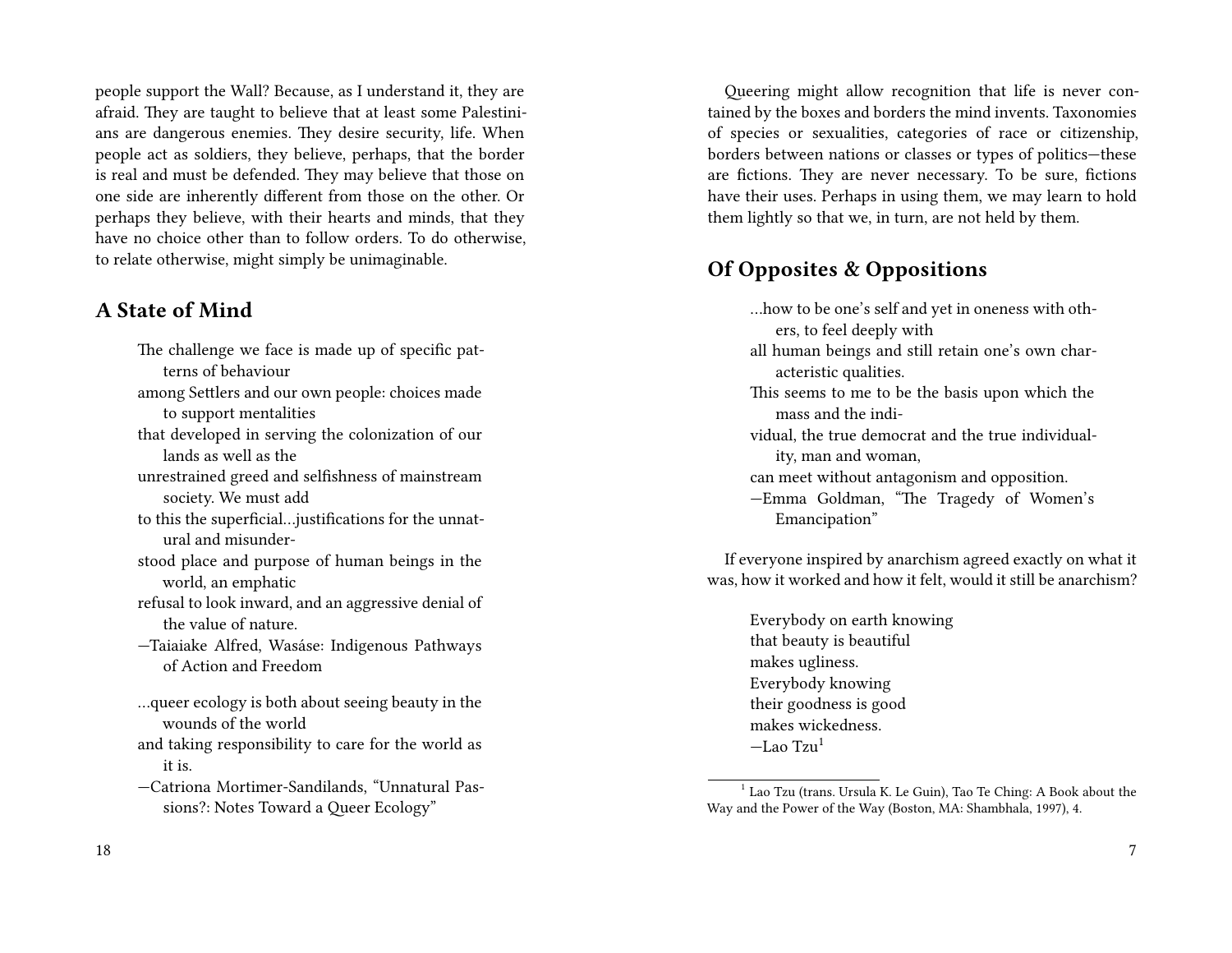people support the Wall? Because, as I understand it, they are afraid. They are taught to believe that at least some Palestinians are dangerous enemies. They desire security, life. When people act as soldiers, they believe, perhaps, that the border is real and must be defended. They may believe that those on one side are inherently different from those on the other. Or perhaps they believe, with their hearts and minds, that they have no choice other than to follow orders. To do otherwise, to relate otherwise, might simply be unimaginable.

## A State of Mind

> The challenge we face is made up of specific patterns of behaviour
> among Settlers and our own people: choices made to support mentalities
> that developed in serving the colonization of our lands as well as the
> unrestrained greed and selfishness of mainstream society. We must add
> to this the superficial…justifications for the unnatural and misunder-
> stood place and purpose of human beings in the world, an emphatic
> refusal to look inward, and an aggressive denial of the value of nature.
> —Taiaiake Alfred, Wasáse: Indigenous Pathways of Action and Freedom

> …queer ecology is both about seeing beauty in the wounds of the world
> and taking responsibility to care for the world as it is.
> —Catriona Mortimer-Sandilands, "Unnatural Passions?: Notes Toward a Queer Ecology"

Queering might allow recognition that life is never contained by the boxes and borders the mind invents. Taxonomies of species or sexualities, categories of race or citizenship, borders between nations or classes or types of politics—these are fictions. They are never necessary. To be sure, fictions have their uses. Perhaps in using them, we may learn to hold them lightly so that we, in turn, are not held by them.

## Of Opposites & Oppositions

> …how to be one's self and yet in oneness with others, to feel deeply with
> all human beings and still retain one's own characteristic qualities.
> This seems to me to be the basis upon which the mass and the indi-
> vidual, the true democrat and the true individuality, man and woman,
> can meet without antagonism and opposition.
> —Emma Goldman, "The Tragedy of Women's Emancipation"

If everyone inspired by anarchism agreed exactly on what it was, how it worked and how it felt, would it still be anarchism?

> Everybody on earth knowing
> that beauty is beautiful
> makes ugliness.
> Everybody knowing
> their goodness is good
> makes wickedness.
> —Lao Tzu[1]

[1] Lao Tzu (trans. Ursula K. Le Guin), Tao Te Ching: A Book about the Way and the Power of the Way (Boston, MA: Shambhala, 1997), 4.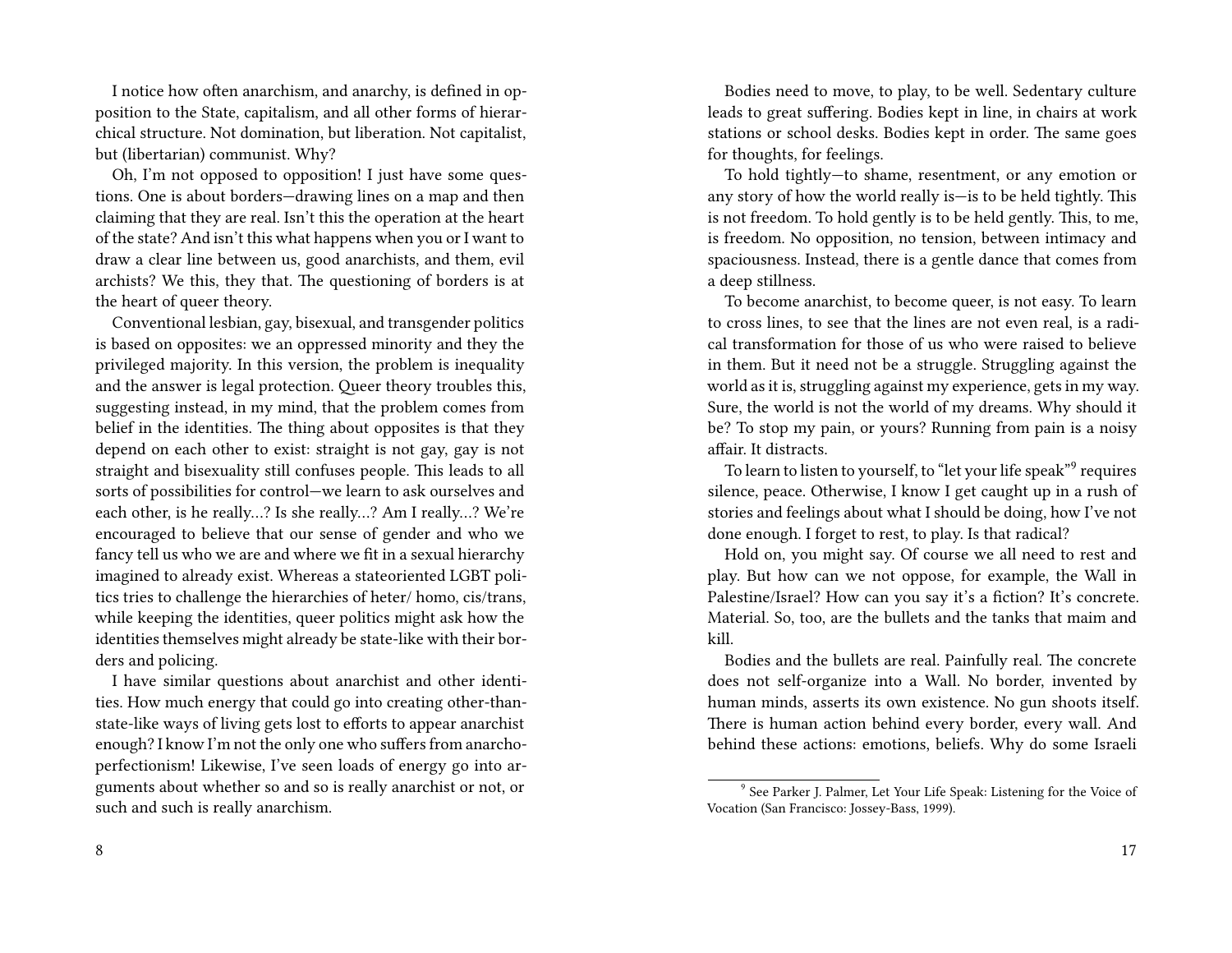I notice how often anarchism, and anarchy, is defined in opposition to the State, capitalism, and all other forms of hierarchical structure. Not domination, but liberation. Not capitalist, but (libertarian) communist. Why?

Oh, I'm not opposed to opposition! I just have some questions. One is about borders—drawing lines on a map and then claiming that they are real. Isn't this the operation at the heart of the state? And isn't this what happens when you or I want to draw a clear line between us, good anarchists, and them, evil archists? We this, they that. The questioning of borders is at the heart of queer theory.

Conventional lesbian, gay, bisexual, and transgender politics is based on opposites: we an oppressed minority and they the privileged majority. In this version, the problem is inequality and the answer is legal protection. Queer theory troubles this, suggesting instead, in my mind, that the problem comes from belief in the identities. The thing about opposites is that they depend on each other to exist: straight is not gay, gay is not straight and bisexuality still confuses people. This leads to all sorts of possibilities for control—we learn to ask ourselves and each other, is he really…? Is she really…? Am I really…? We're encouraged to believe that our sense of gender and who we fancy tell us who we are and where we fit in a sexual hierarchy imagined to already exist. Whereas a stateoriented LGBT politics tries to challenge the hierarchies of heter/ homo, cis/trans, while keeping the identities, queer politics might ask how the identities themselves might already be state-like with their borders and policing.

I have similar questions about anarchist and other identities. How much energy that could go into creating other-than-state-like ways of living gets lost to efforts to appear anarchist enough? I know I'm not the only one who suffers from anarcho-perfectionism! Likewise, I've seen loads of energy go into arguments about whether so and so is really anarchist or not, or such and such is really anarchism.

Bodies need to move, to play, to be well. Sedentary culture leads to great suffering. Bodies kept in line, in chairs at work stations or school desks. Bodies kept in order. The same goes for thoughts, for feelings.

To hold tightly—to shame, resentment, or any emotion or any story of how the world really is—is to be held tightly. This is not freedom. To hold gently is to be held gently. This, to me, is freedom. No opposition, no tension, between intimacy and spaciousness. Instead, there is a gentle dance that comes from a deep stillness.

To become anarchist, to become queer, is not easy. To learn to cross lines, to see that the lines are not even real, is a radical transformation for those of us who were raised to believe in them. But it need not be a struggle. Struggling against the world as it is, struggling against my experience, gets in my way. Sure, the world is not the world of my dreams. Why should it be? To stop my pain, or yours? Running from pain is a noisy affair. It distracts.

To learn to listen to yourself, to "let your life speak"[9] requires silence, peace. Otherwise, I know I get caught up in a rush of stories and feelings about what I should be doing, how I've not done enough. I forget to rest, to play. Is that radical?

Hold on, you might say. Of course we all need to rest and play. But how can we not oppose, for example, the Wall in Palestine/Israel? How can you say it's a fiction? It's concrete. Material. So, too, are the bullets and the tanks that maim and kill.

Bodies and the bullets are real. Painfully real. The concrete does not self-organize into a Wall. No border, invented by human minds, asserts its own existence. No gun shoots itself. There is human action behind every border, every wall. And behind these actions: emotions, beliefs. Why do some Israeli

[9] See Parker J. Palmer, Let Your Life Speak: Listening for the Voice of Vocation (San Francisco: Jossey-Bass, 1999).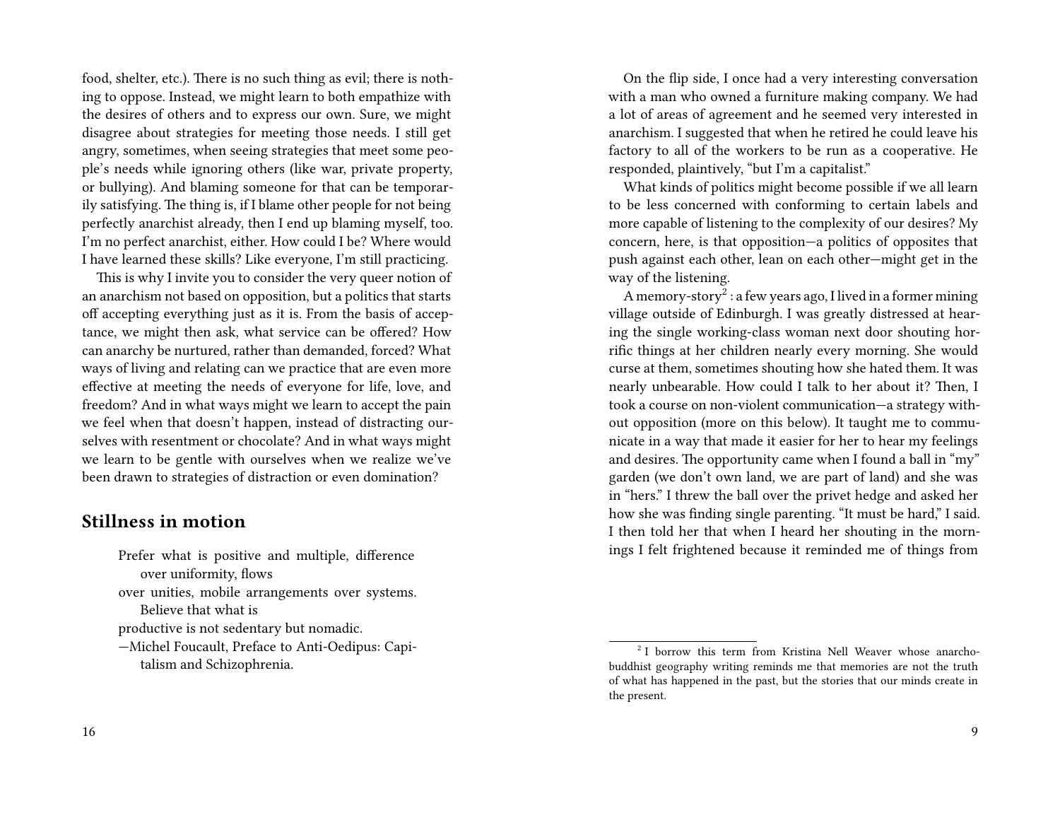food, shelter, etc.). There is no such thing as evil; there is nothing to oppose. Instead, we might learn to both empathize with the desires of others and to express our own. Sure, we might disagree about strategies for meeting those needs. I still get angry, sometimes, when seeing strategies that meet some people's needs while ignoring others (like war, private property, or bullying). And blaming someone for that can be temporarily satisfying. The thing is, if I blame other people for not being perfectly anarchist already, then I end up blaming myself, too. I'm no perfect anarchist, either. How could I be? Where would I have learned these skills? Like everyone, I'm still practicing.

This is why I invite you to consider the very queer notion of an anarchism not based on opposition, but a politics that starts off accepting everything just as it is. From the basis of acceptance, we might then ask, what service can be offered? How can anarchy be nurtured, rather than demanded, forced? What ways of living and relating can we practice that are even more effective at meeting the needs of everyone for life, love, and freedom? And in what ways might we learn to accept the pain we feel when that doesn't happen, instead of distracting ourselves with resentment or chocolate? And in what ways might we learn to be gentle with ourselves when we realize we've been drawn to strategies of distraction or even domination?

## Stillness in motion

> Prefer what is positive and multiple, difference over uniformity, flows
> over unities, mobile arrangements over systems. Believe that what is
> productive is not sedentary but nomadic.
> —Michel Foucault, Preface to Anti-Oedipus: Capitalism and Schizophrenia.

On the flip side, I once had a very interesting conversation with a man who owned a furniture making company. We had a lot of areas of agreement and he seemed very interested in anarchism. I suggested that when he retired he could leave his factory to all of the workers to be run as a cooperative. He responded, plaintively, "but I'm a capitalist."

What kinds of politics might become possible if we all learn to be less concerned with conforming to certain labels and more capable of listening to the complexity of our desires? My concern, here, is that opposition—a politics of opposites that push against each other, lean on each other—might get in the way of the listening.

A memory-story[2] : a few years ago, I lived in a former mining village outside of Edinburgh. I was greatly distressed at hearing the single working-class woman next door shouting horrific things at her children nearly every morning. She would curse at them, sometimes shouting how she hated them. It was nearly unbearable. How could I talk to her about it? Then, I took a course on non-violent communication—a strategy without opposition (more on this below). It taught me to communicate in a way that made it easier for her to hear my feelings and desires. The opportunity came when I found a ball in "my" garden (we don't own land, we are part of land) and she was in "hers." I threw the ball over the privet hedge and asked her how she was finding single parenting. "It must be hard," I said. I then told her that when I heard her shouting in the mornings I felt frightened because it reminded me of things from

[2] I borrow this term from Kristina Nell Weaver whose anarcho-buddhist geography writing reminds me that memories are not the truth of what has happened in the past, but the stories that our minds create in the present.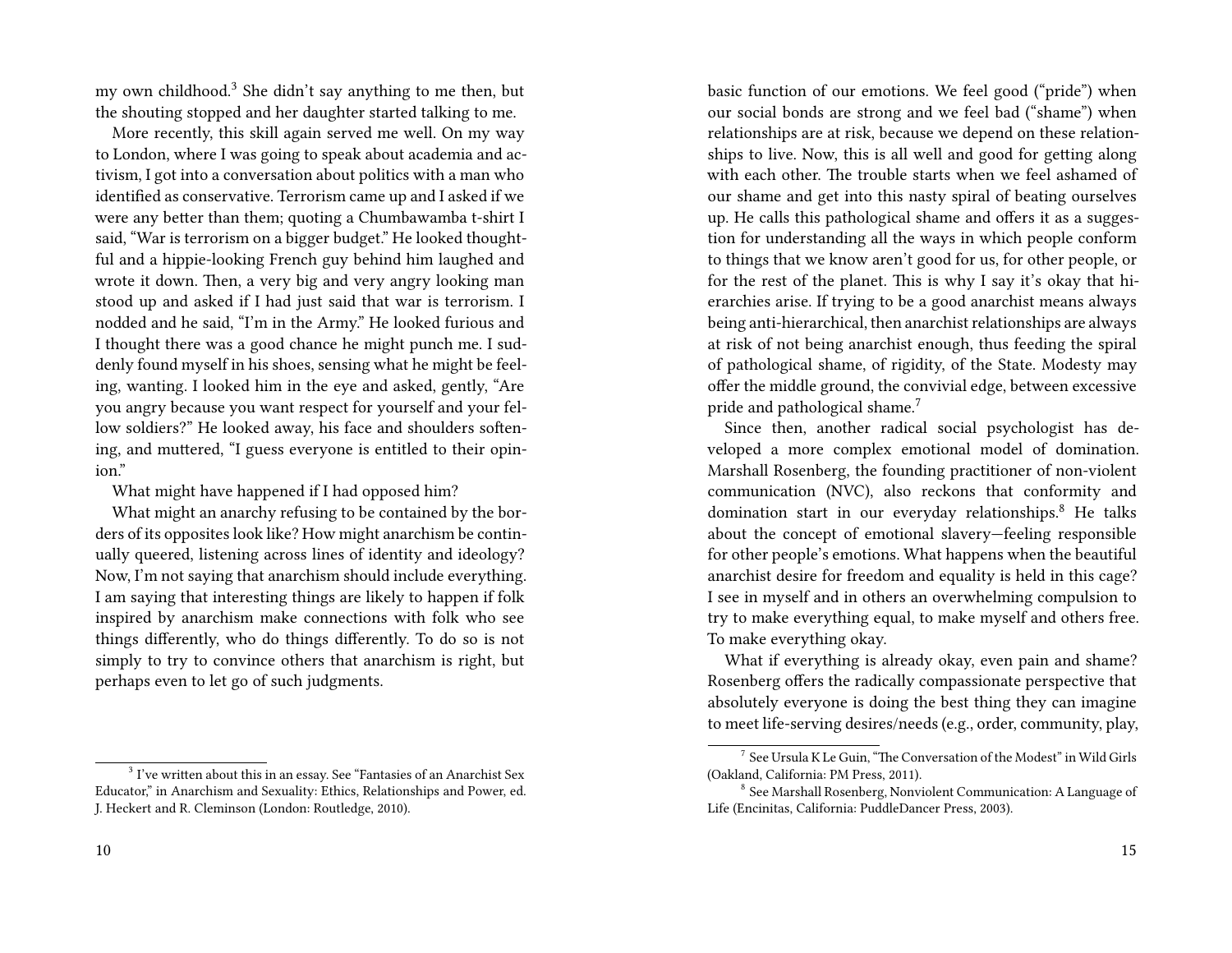my own childhood.[3] She didn't say anything to me then, but the shouting stopped and her daughter started talking to me.

More recently, this skill again served me well. On my way to London, where I was going to speak about academia and activism, I got into a conversation about politics with a man who identified as conservative. Terrorism came up and I asked if we were any better than them; quoting a Chumbawamba t-shirt I said, "War is terrorism on a bigger budget." He looked thoughtful and a hippie-looking French guy behind him laughed and wrote it down. Then, a very big and very angry looking man stood up and asked if I had just said that war is terrorism. I nodded and he said, "I'm in the Army." He looked furious and I thought there was a good chance he might punch me. I suddenly found myself in his shoes, sensing what he might be feeling, wanting. I looked him in the eye and asked, gently, "Are you angry because you want respect for yourself and your fellow soldiers?" He looked away, his face and shoulders softening, and muttered, "I guess everyone is entitled to their opinion."

What might have happened if I had opposed him?

What might an anarchy refusing to be contained by the borders of its opposites look like? How might anarchism be continually queered, listening across lines of identity and ideology? Now, I'm not saying that anarchism should include everything. I am saying that interesting things are likely to happen if folk inspired by anarchism make connections with folk who see things differently, who do things differently. To do so is not simply to try to convince others that anarchism is right, but perhaps even to let go of such judgments.

[3] I've written about this in an essay. See "Fantasies of an Anarchist Sex Educator," in Anarchism and Sexuality: Ethics, Relationships and Power, ed. J. Heckert and R. Cleminson (London: Routledge, 2010).

basic function of our emotions. We feel good ("pride") when our social bonds are strong and we feel bad ("shame") when relationships are at risk, because we depend on these relationships to live. Now, this is all well and good for getting along with each other. The trouble starts when we feel ashamed of our shame and get into this nasty spiral of beating ourselves up. He calls this pathological shame and offers it as a suggestion for understanding all the ways in which people conform to things that we know aren't good for us, for other people, or for the rest of the planet. This is why I say it's okay that hierarchies arise. If trying to be a good anarchist means always being anti-hierarchical, then anarchist relationships are always at risk of not being anarchist enough, thus feeding the spiral of pathological shame, of rigidity, of the State. Modesty may offer the middle ground, the convivial edge, between excessive pride and pathological shame.[7]

Since then, another radical social psychologist has developed a more complex emotional model of domination. Marshall Rosenberg, the founding practitioner of non-violent communication (NVC), also reckons that conformity and domination start in our everyday relationships.[8] He talks about the concept of emotional slavery—feeling responsible for other people's emotions. What happens when the beautiful anarchist desire for freedom and equality is held in this cage? I see in myself and in others an overwhelming compulsion to try to make everything equal, to make myself and others free. To make everything okay.

What if everything is already okay, even pain and shame? Rosenberg offers the radically compassionate perspective that absolutely everyone is doing the best thing they can imagine to meet life-serving desires/needs (e.g., order, community, play,

[7] See Ursula K Le Guin, "The Conversation of the Modest" in Wild Girls (Oakland, California: PM Press, 2011).

[8] See Marshall Rosenberg, Nonviolent Communication: A Language of Life (Encinitas, California: PuddleDancer Press, 2003).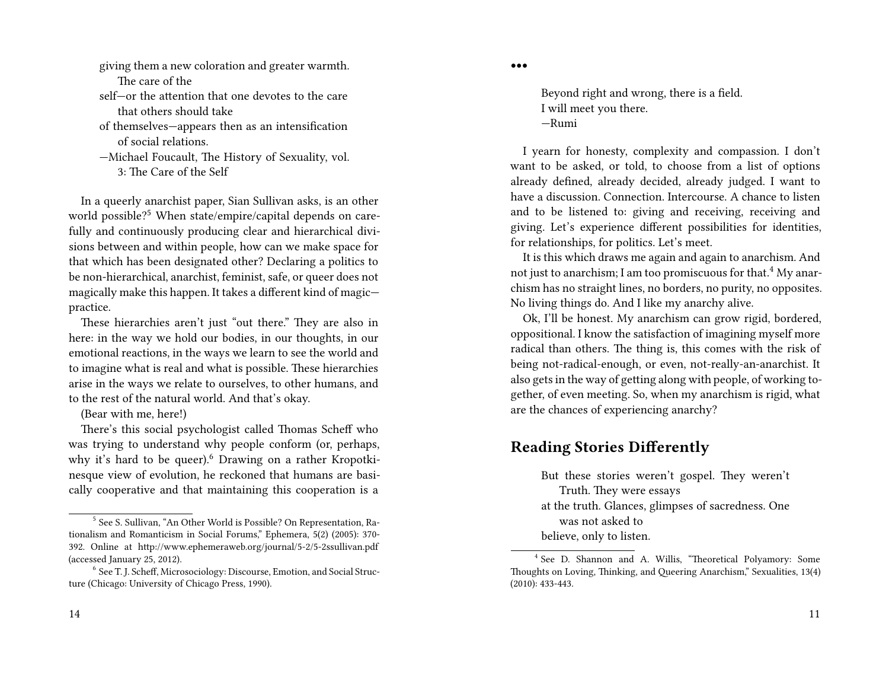giving them a new coloration and greater warmth. The care of the self—or the attention that one devotes to the care that others should take of themselves—appears then as an intensification of social relations.
—Michael Foucault, The History of Sexuality, vol. 3: The Care of the Self

In a queerly anarchist paper, Sian Sullivan asks, is an other world possible?[5] When state/empire/capital depends on carefully and continuously producing clear and hierarchical divisions between and within people, how can we make space for that which has been designated other? Declaring a politics to be non-hierarchical, anarchist, feminist, safe, or queer does not magically make this happen. It takes a different kind of magic—practice.

These hierarchies aren't just "out there." They are also in here: in the way we hold our bodies, in our thoughts, in our emotional reactions, in the ways we learn to see the world and to imagine what is real and what is possible. These hierarchies arise in the ways we relate to ourselves, to other humans, and to the rest of the natural world. And that's okay.

(Bear with me, here!)

There's this social psychologist called Thomas Scheff who was trying to understand why people conform (or, perhaps, why it's hard to be queer).[6] Drawing on a rather Kropotkinesque view of evolution, he reckoned that humans are basically cooperative and that maintaining this cooperation is a

[5] See S. Sullivan, "An Other World is Possible? On Representation, Rationalism and Romanticism in Social Forums," Ephemera, 5(2) (2005): 370-392. Online at http://www.ephemeraweb.org/journal/5-2/5-2ssullivan.pdf (accessed January 25, 2012).

[6] See T. J. Scheff, Microsociology: Discourse, Emotion, and Social Structure (Chicago: University of Chicago Press, 1990).

•••

Beyond right and wrong, there is a field.
I will meet you there.
—Rumi

I yearn for honesty, complexity and compassion. I don't want to be asked, or told, to choose from a list of options already defined, already decided, already judged. I want to have a discussion. Connection. Intercourse. A chance to listen and to be listened to: giving and receiving, receiving and giving. Let's experience different possibilities for identities, for relationships, for politics. Let's meet.

It is this which draws me again and again to anarchism. And not just to anarchism; I am too promiscuous for that.[4] My anarchism has no straight lines, no borders, no purity, no opposites. No living things do. And I like my anarchy alive.

Ok, I'll be honest. My anarchism can grow rigid, bordered, oppositional. I know the satisfaction of imagining myself more radical than others. The thing is, this comes with the risk of being not-radical-enough, or even, not-really-an-anarchist. It also gets in the way of getting along with people, of working together, of even meeting. So, when my anarchism is rigid, what are the chances of experiencing anarchy?

## Reading Stories Differently

But these stories weren't gospel. They weren't Truth. They were essays at the truth. Glances, glimpses of sacredness. One was not asked to believe, only to listen.

[4] See D. Shannon and A. Willis, "Theoretical Polyamory: Some Thoughts on Loving, Thinking, and Queering Anarchism," Sexualities, 13(4) (2010): 433-443.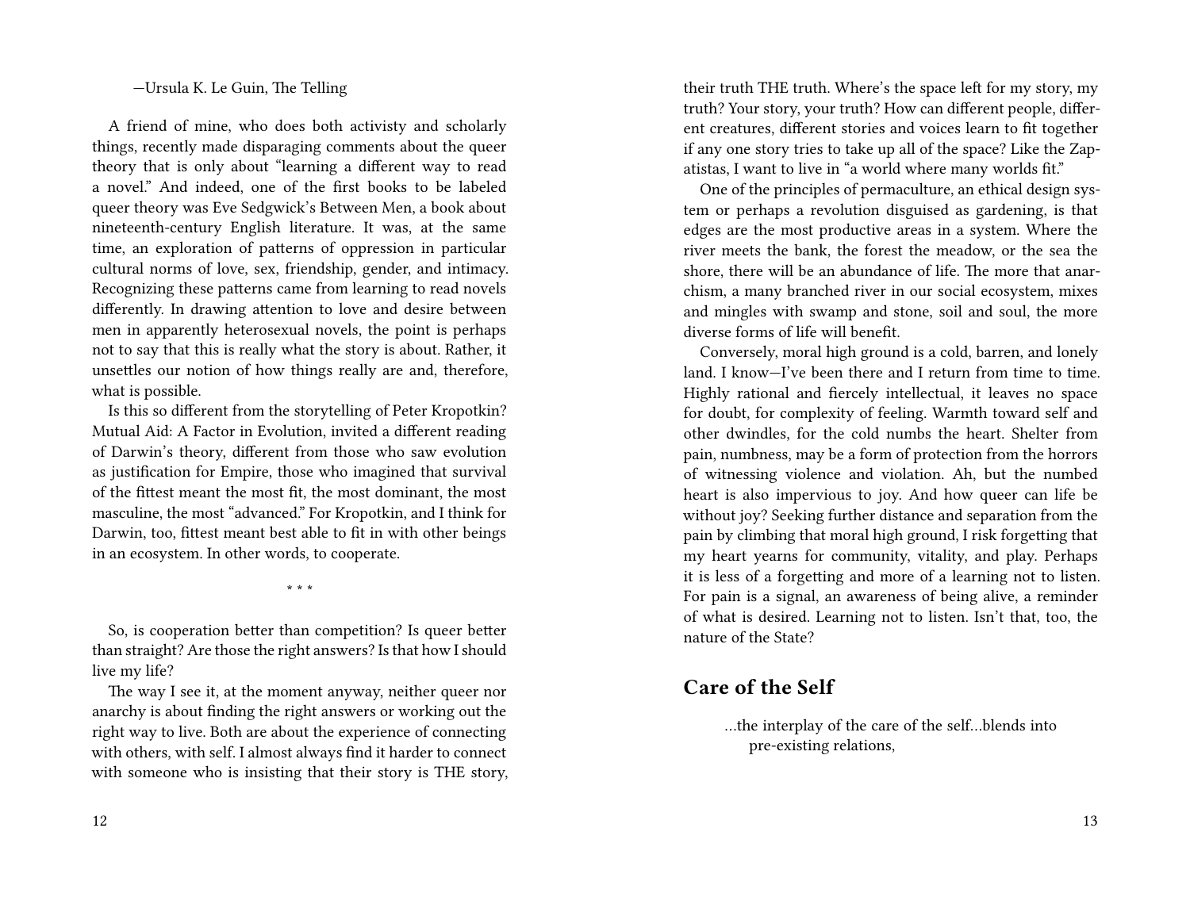—Ursula K. Le Guin, The Telling

A friend of mine, who does both activisty and scholarly things, recently made disparaging comments about the queer theory that is only about "learning a different way to read a novel." And indeed, one of the first books to be labeled queer theory was Eve Sedgwick's Between Men, a book about nineteenth-century English literature. It was, at the same time, an exploration of patterns of oppression in particular cultural norms of love, sex, friendship, gender, and intimacy. Recognizing these patterns came from learning to read novels differently. In drawing attention to love and desire between men in apparently heterosexual novels, the point is perhaps not to say that this is really what the story is about. Rather, it unsettles our notion of how things really are and, therefore, what is possible.

Is this so different from the storytelling of Peter Kropotkin? Mutual Aid: A Factor in Evolution, invited a different reading of Darwin's theory, different from those who saw evolution as justification for Empire, those who imagined that survival of the fittest meant the most fit, the most dominant, the most masculine, the most "advanced." For Kropotkin, and I think for Darwin, too, fittest meant best able to fit in with other beings in an ecosystem. In other words, to cooperate.

* * *

So, is cooperation better than competition? Is queer better than straight? Are those the right answers? Is that how I should live my life?

The way I see it, at the moment anyway, neither queer nor anarchy is about finding the right answers or working out the right way to live. Both are about the experience of connecting with others, with self. I almost always find it harder to connect with someone who is insisting that their story is THE story, their truth THE truth. Where's the space left for my story, my truth? Your story, your truth? How can different people, different creatures, different stories and voices learn to fit together if any one story tries to take up all of the space? Like the Zapatistas, I want to live in "a world where many worlds fit."

One of the principles of permaculture, an ethical design system or perhaps a revolution disguised as gardening, is that edges are the most productive areas in a system. Where the river meets the bank, the forest the meadow, or the sea the shore, there will be an abundance of life. The more that anarchism, a many branched river in our social ecosystem, mixes and mingles with swamp and stone, soil and soul, the more diverse forms of life will benefit.

Conversely, moral high ground is a cold, barren, and lonely land. I know—I've been there and I return from time to time. Highly rational and fiercely intellectual, it leaves no space for doubt, for complexity of feeling. Warmth toward self and other dwindles, for the cold numbs the heart. Shelter from pain, numbness, may be a form of protection from the horrors of witnessing violence and violation. Ah, but the numbed heart is also impervious to joy. And how queer can life be without joy? Seeking further distance and separation from the pain by climbing that moral high ground, I risk forgetting that my heart yearns for community, vitality, and play. Perhaps it is less of a forgetting and more of a learning not to listen. For pain is a signal, an awareness of being alive, a reminder of what is desired. Learning not to listen. Isn't that, too, the nature of the State?

## Care of the Self

> …the interplay of the care of the self…blends into pre-existing relations,